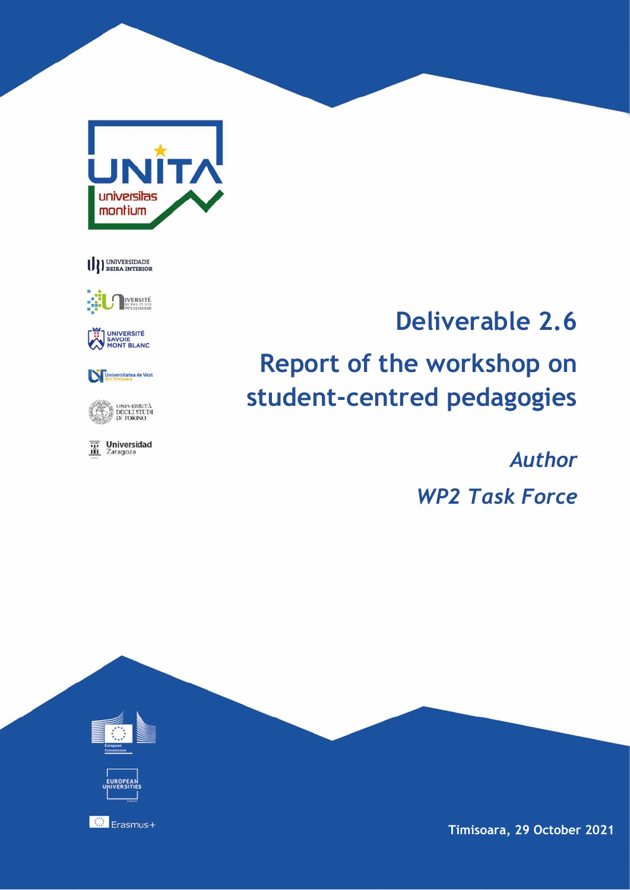# Deliverable 2.6

# Report of the workshop on student-centred pedagogies

*Author*

*WP2 Task Force*

**Timisoara, 29 October 2021**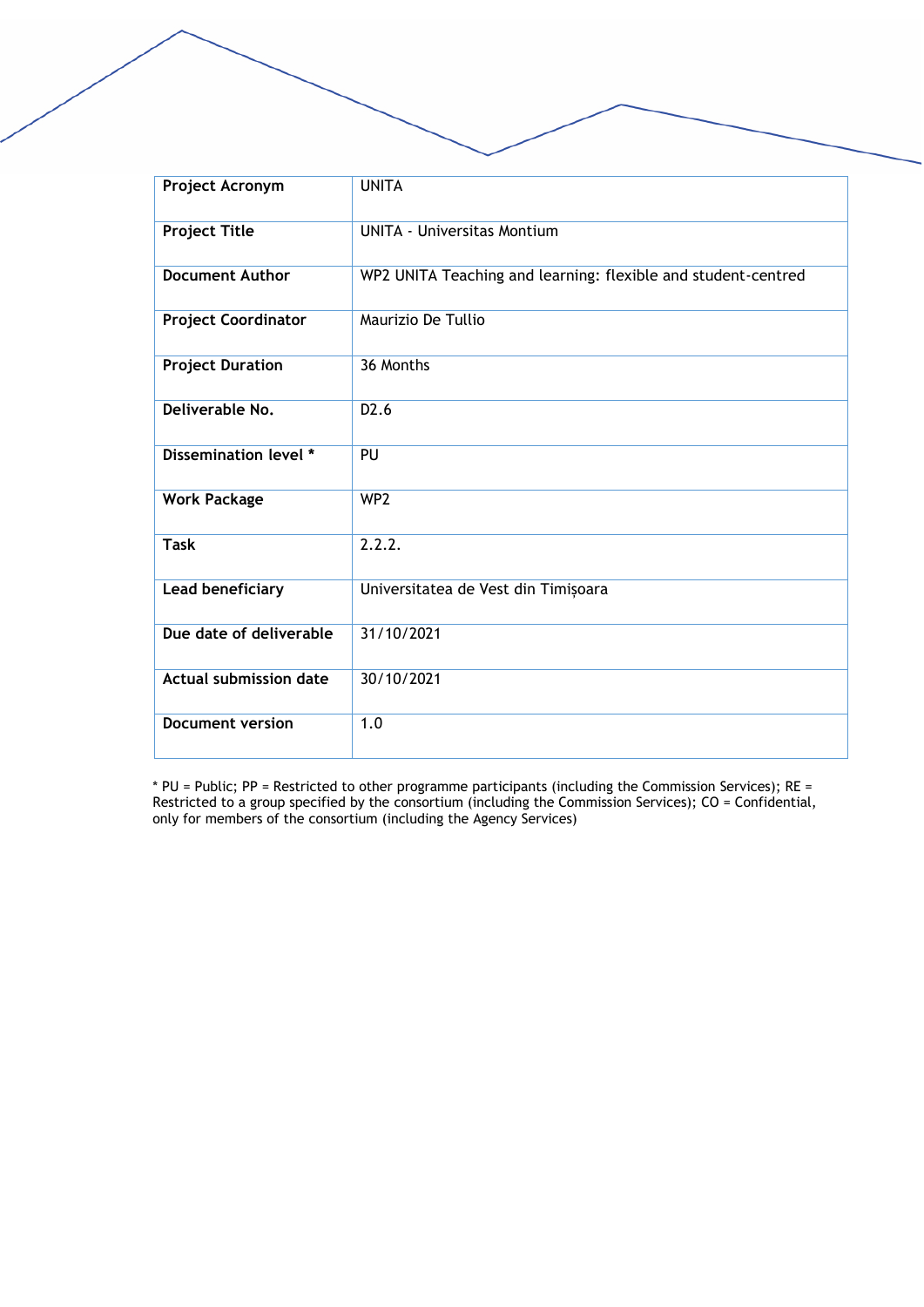| Project Acronym | UNITA |
|---|---|
| **Project Title** | UNITA - Universitas Montium |
| **Document Author** | WP2 UNITA Teaching and learning: flexible and student-centred |
| **Project Coordinator** | Maurizio De Tullio |
| **Project Duration** | 36 Months |
| **Deliverable No.** | D2.6 |
| **Dissemination level *** | PU |
| **Work Package** | WP2 |
| **Task** | 2.2.2. |
| **Lead beneficiary** | Universitatea de Vest din Timișoara |
| **Due date of deliverable** | 31/10/2021 |
| **Actual submission date** | 30/10/2021 |
| **Document version** | 1.0 |

* PU = Public; PP = Restricted to other programme participants (including the Commission Services); RE = Restricted to a group specified by the consortium (including the Commission Services); CO = Confidential, only for members of the consortium (including the Agency Services)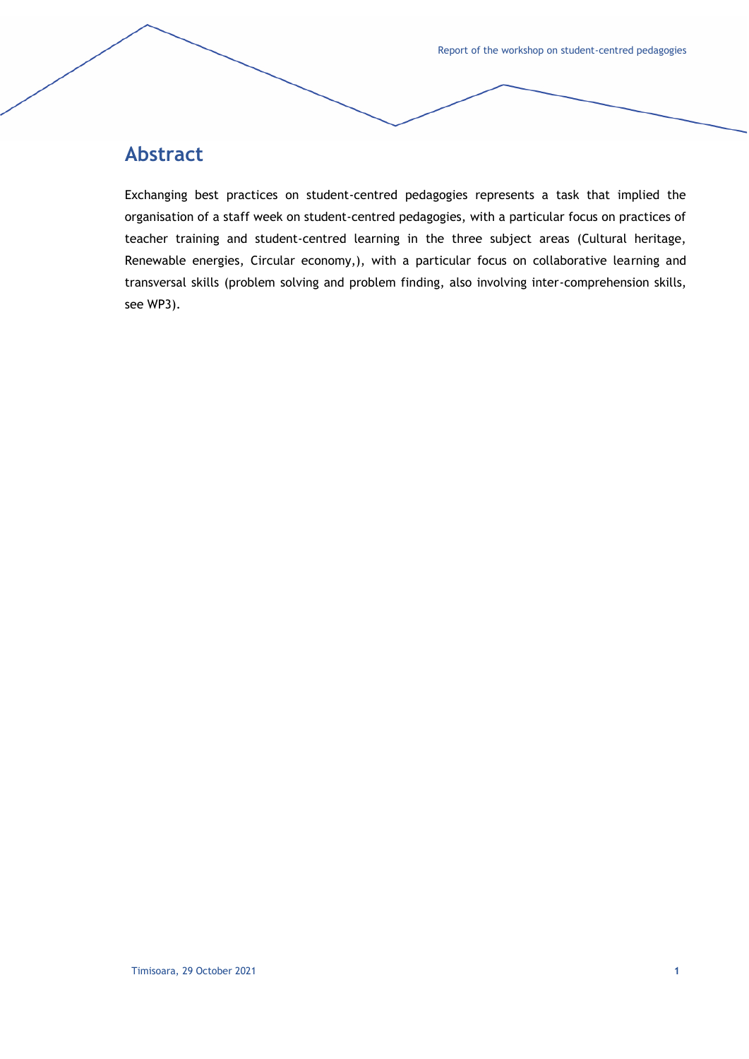# Abstract

Exchanging best practices on student-centred pedagogies represents a task that implied the organisation of a staff week on student-centred pedagogies, with a particular focus on practices of teacher training and student-centred learning in the three subject areas (Cultural heritage, Renewable energies, Circular economy,), with a particular focus on collaborative learning and transversal skills (problem solving and problem finding, also involving inter-comprehension skills, see WP3).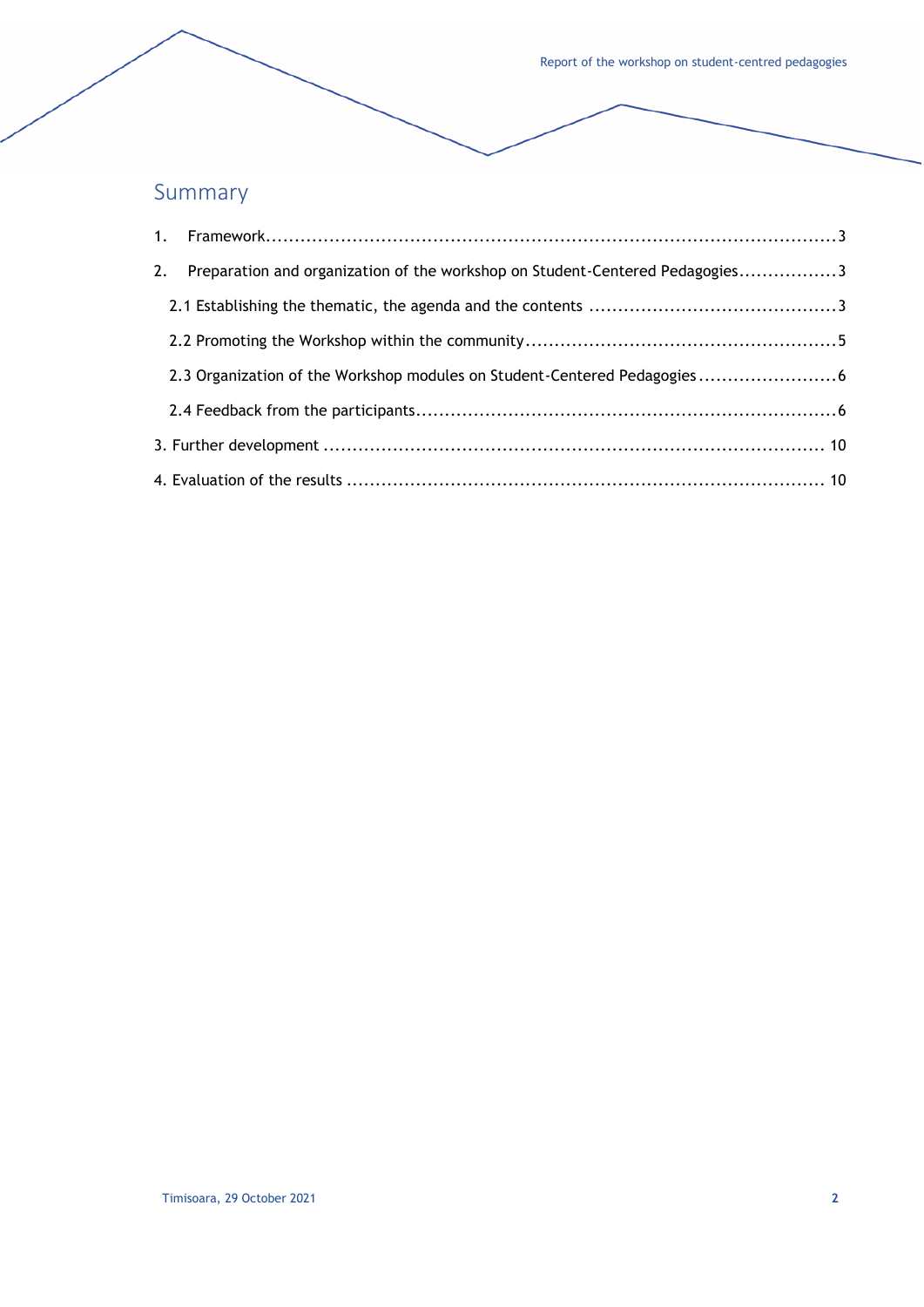## Summary

1. Framework......................................................................................................3
2. Preparation and organization of the workshop on Student-Centered Pedagogies.................3
   - 2.1 Establishing the thematic, the agenda and the contents ..........................................3
   - 2.2 Promoting the Workshop within the community.....................................................5
   - 2.3 Organization of the Workshop modules on Student-Centered Pedagogies........................6
   - 2.4 Feedback from the participants........................................................................6
3. Further development ...................................................................................... 10
4. Evaluation of the results ................................................................................. 10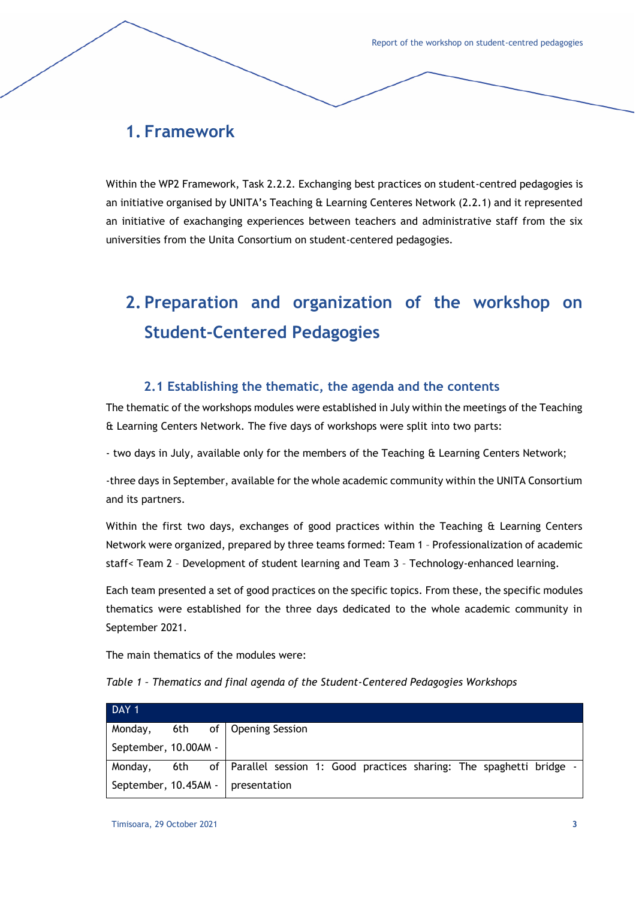# 1. Framework

Within the WP2 Framework, Task 2.2.2. Exchanging best practices on student-centred pedagogies is an initiative organised by UNITA's Teaching & Learning Centeres Network (2.2.1) and it represented an initiative of exachanging experiences between teachers and administrative staff from the six universities from the Unita Consortium on student-centered pedagogies.

# 2. Preparation and organization of the workshop on Student-Centered Pedagogies

## 2.1 Establishing the thematic, the agenda and the contents

The thematic of the workshops modules were established in July within the meetings of the Teaching & Learning Centers Network. The five days of workshops were split into two parts:

- two days in July, available only for the members of the Teaching & Learning Centers Network;

-three days in September, available for the whole academic community within the UNITA Consortium and its partners.

Within the first two days, exchanges of good practices within the Teaching & Learning Centers Network were organized, prepared by three teams formed: Team 1 – Professionalization of academic staff< Team 2 – Development of student learning and Team 3 – Technology-enhanced learning.

Each team presented a set of good practices on the specific topics. From these, the specific modules thematics were established for the three days dedicated to the whole academic community in September 2021.

The main thematics of the modules were:

*Table 1 – Thematics and final agenda of the Student-Centered Pedagogies Workshops*

| DAY 1 | |
|---|---|
| Monday, 6th of September, 10.00AM - | Opening Session |
| Monday, 6th of September, 10.45AM - | Parallel session 1: Good practices sharing: The spaghetti bridge - presentation |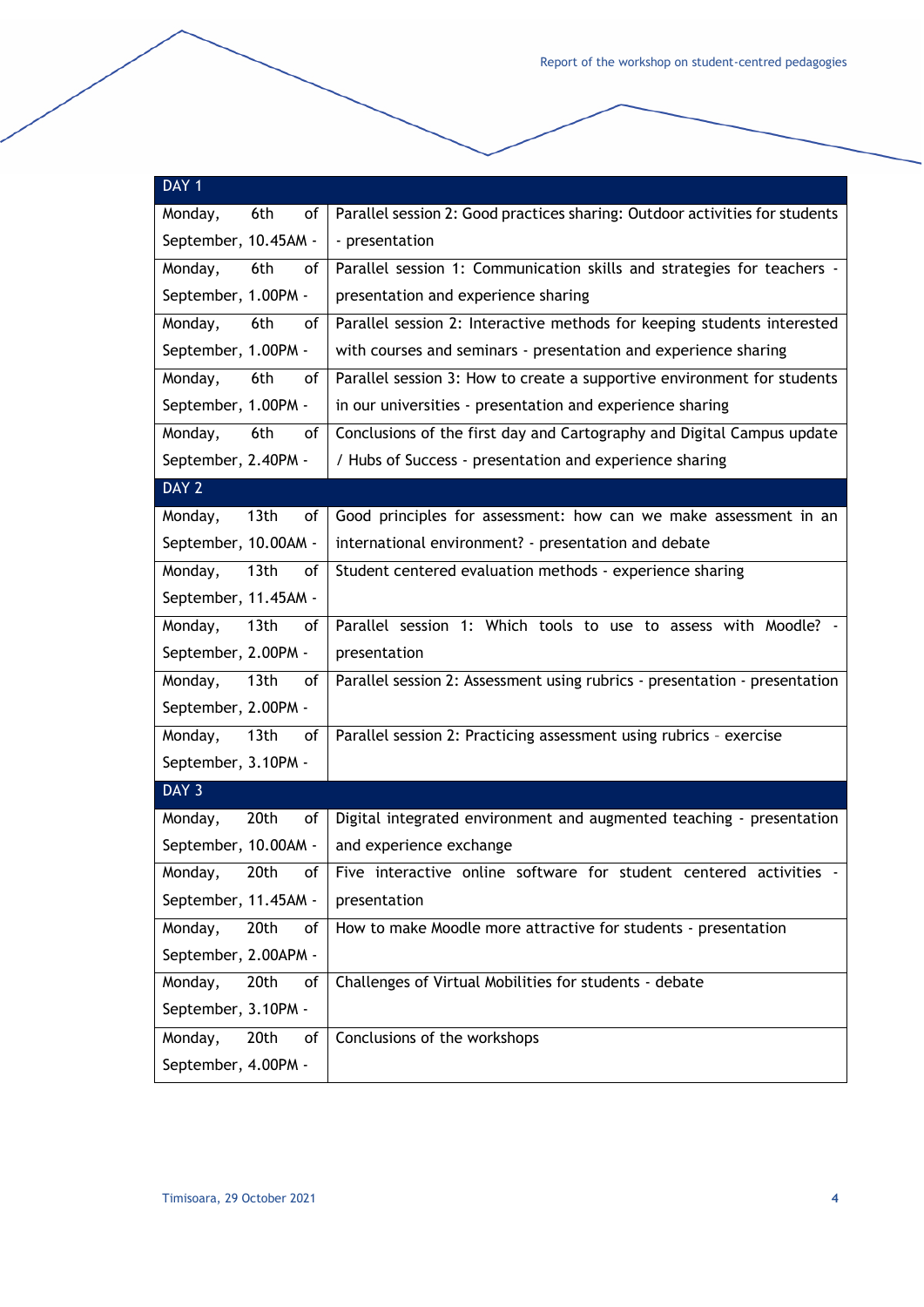| DAY 1 | |
|---|---|
| Monday, 6th of September, 10.45AM - | Parallel session 2: Good practices sharing: Outdoor activities for students - presentation |
| Monday, 6th of September, 1.00PM - | Parallel session 1: Communication skills and strategies for teachers - presentation and experience sharing |
| Monday, 6th of September, 1.00PM - | Parallel session 2: Interactive methods for keeping students interested with courses and seminars - presentation and experience sharing |
| Monday, 6th of September, 1.00PM - | Parallel session 3: How to create a supportive environment for students in our universities - presentation and experience sharing |
| Monday, 6th of September, 2.40PM - | Conclusions of the first day and Cartography and Digital Campus update / Hubs of Success - presentation and experience sharing |
| DAY 2 | |
| Monday, 13th of September, 10.00AM - | Good principles for assessment: how can we make assessment in an international environment? - presentation and debate |
| Monday, 13th of September, 11.45AM - | Student centered evaluation methods - experience sharing |
| Monday, 13th of September, 2.00PM - | Parallel session 1: Which tools to use to assess with Moodle? - presentation |
| Monday, 13th of September, 2.00PM - | Parallel session 2: Assessment using rubrics - presentation - presentation |
| Monday, 13th of September, 3.10PM - | Parallel session 2: Practicing assessment using rubrics – exercise |
| DAY 3 | |
| Monday, 20th of September, 10.00AM - | Digital integrated environment and augmented teaching - presentation and experience exchange |
| Monday, 20th of September, 11.45AM - | Five interactive online software for student centered activities - presentation |
| Monday, 20th of September, 2.00APM - | How to make Moodle more attractive for students - presentation |
| Monday, 20th of September, 3.10PM - | Challenges of Virtual Mobilities for students - debate |
| Monday, 20th of September, 4.00PM - | Conclusions of the workshops |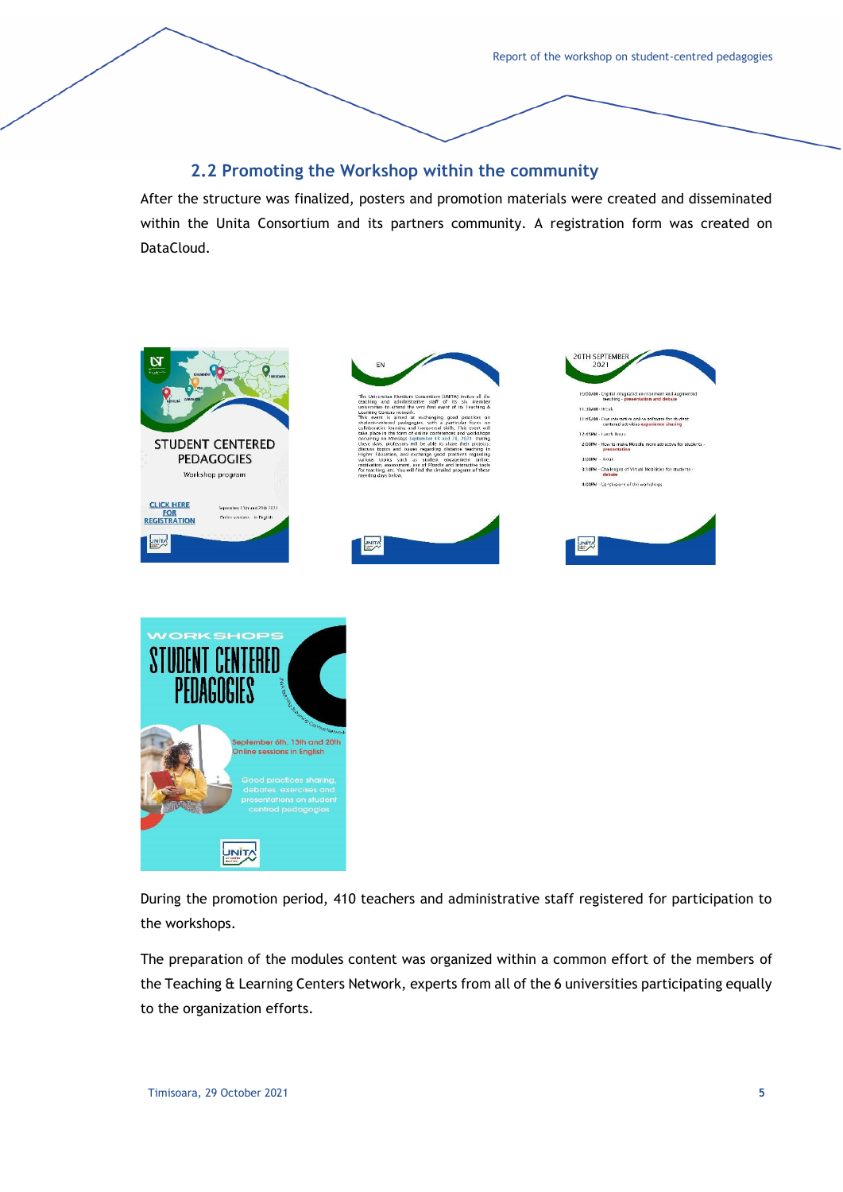## 2.2 Promoting the Workshop within the community

After the structure was finalized, posters and promotion materials were created and disseminated within the Unita Consortium and its partners community. A registration form was created on DataCloud.

During the promotion period, 410 teachers and administrative staff registered for participation to the workshops.

The preparation of the modules content was organized within a common effort of the members of the Teaching & Learning Centers Network, experts from all of the 6 universities participating equally to the organization efforts.

Timisoara, 29 October 2021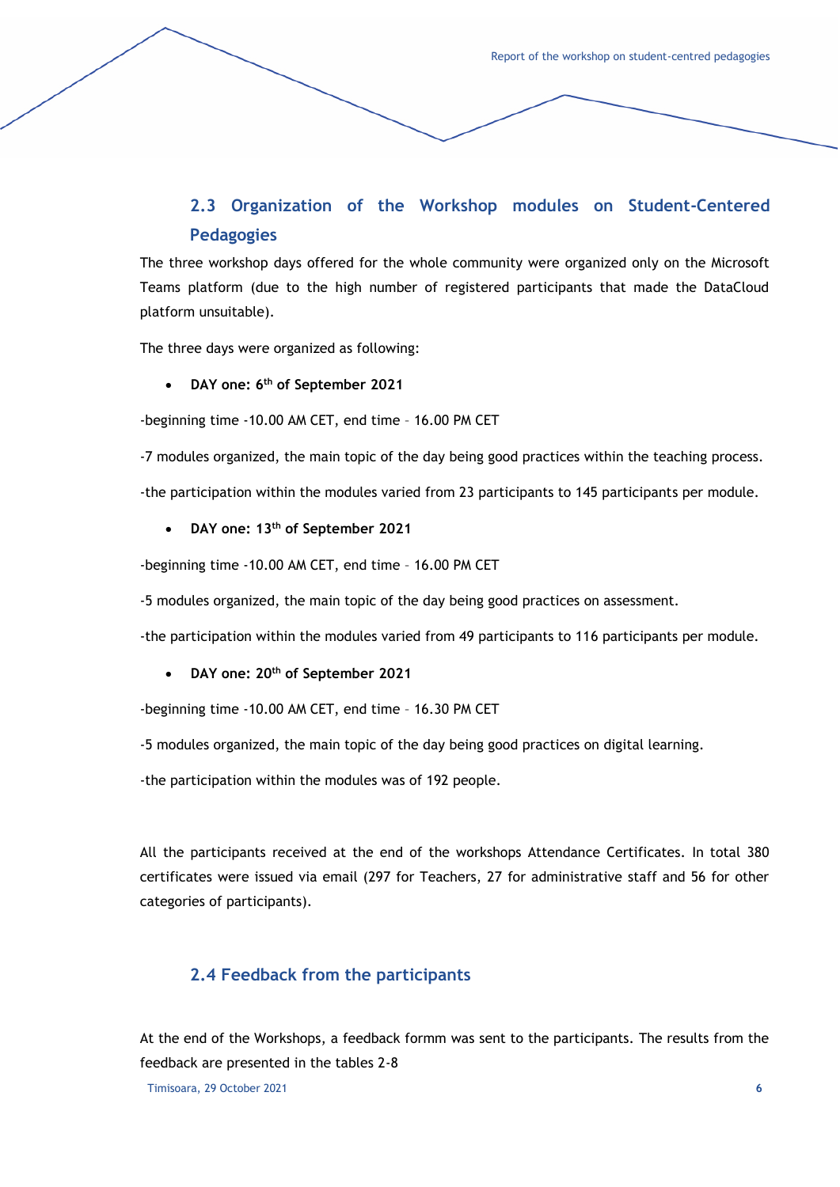### 2.3 Organization of the Workshop modules on Student-Centered Pedagogies

The three workshop days offered for the whole community were organized only on the Microsoft Teams platform (due to the high number of registered participants that made the DataCloud platform unsuitable).

The three days were organized as following:

- **DAY one: 6th of September 2021**

-beginning time -10.00 AM CET, end time – 16.00 PM CET

-7 modules organized, the main topic of the day being good practices within the teaching process.

-the participation within the modules varied from 23 participants to 145 participants per module.

- **DAY one: 13th of September 2021**

-beginning time -10.00 AM CET, end time – 16.00 PM CET

-5 modules organized, the main topic of the day being good practices on assessment.

-the participation within the modules varied from 49 participants to 116 participants per module.

- **DAY one: 20th of September 2021**

-beginning time -10.00 AM CET, end time – 16.30 PM CET

-5 modules organized, the main topic of the day being good practices on digital learning.

-the participation within the modules was of 192 people.

All the participants received at the end of the workshops Attendance Certificates. In total 380 certificates were issued via email (297 for Teachers, 27 for administrative staff and 56 for other categories of participants).

### 2.4 Feedback from the participants

At the end of the Workshops, a feedback formm was sent to the participants. The results from the feedback are presented in the tables 2-8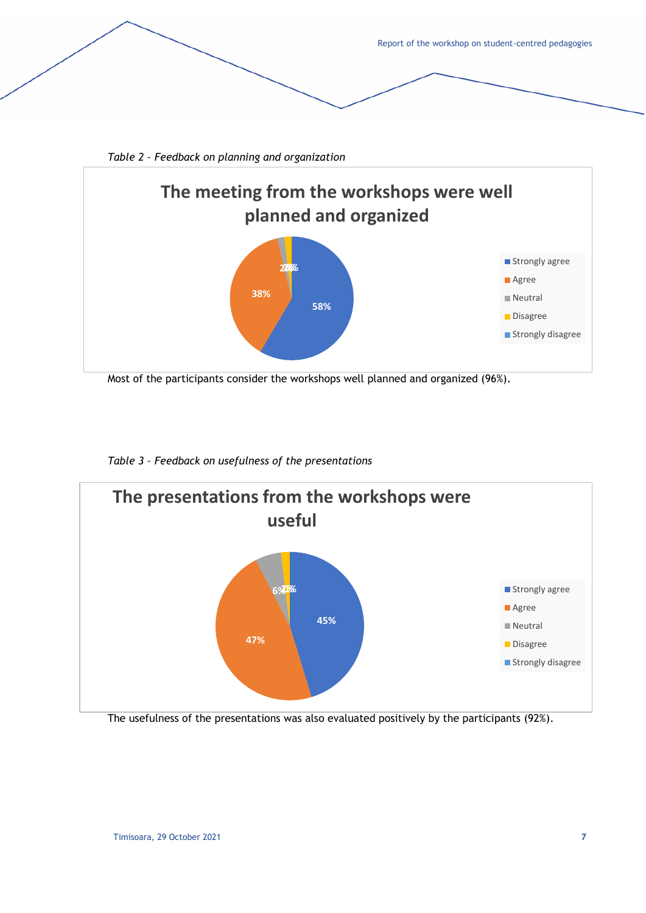*Table 2 – Feedback on planning and organization*

**The meeting from the workshops were well planned and organized**

- Strongly agree: 58%
- Agree: 38%
- Neutral: 2%
- Disagree: 2%
- Strongly disagree

Most of the participants consider the workshops well planned and organized (96%).

*Table 3 – Feedback on usefulness of the presentations*

**The presentations from the workshops were useful**

- Strongly agree: 45%
- Agree: 47%
- Neutral: 6%
- Disagree: 2%
- Strongly disagree

The usefulness of the presentations was also evaluated positively by the participants (92%).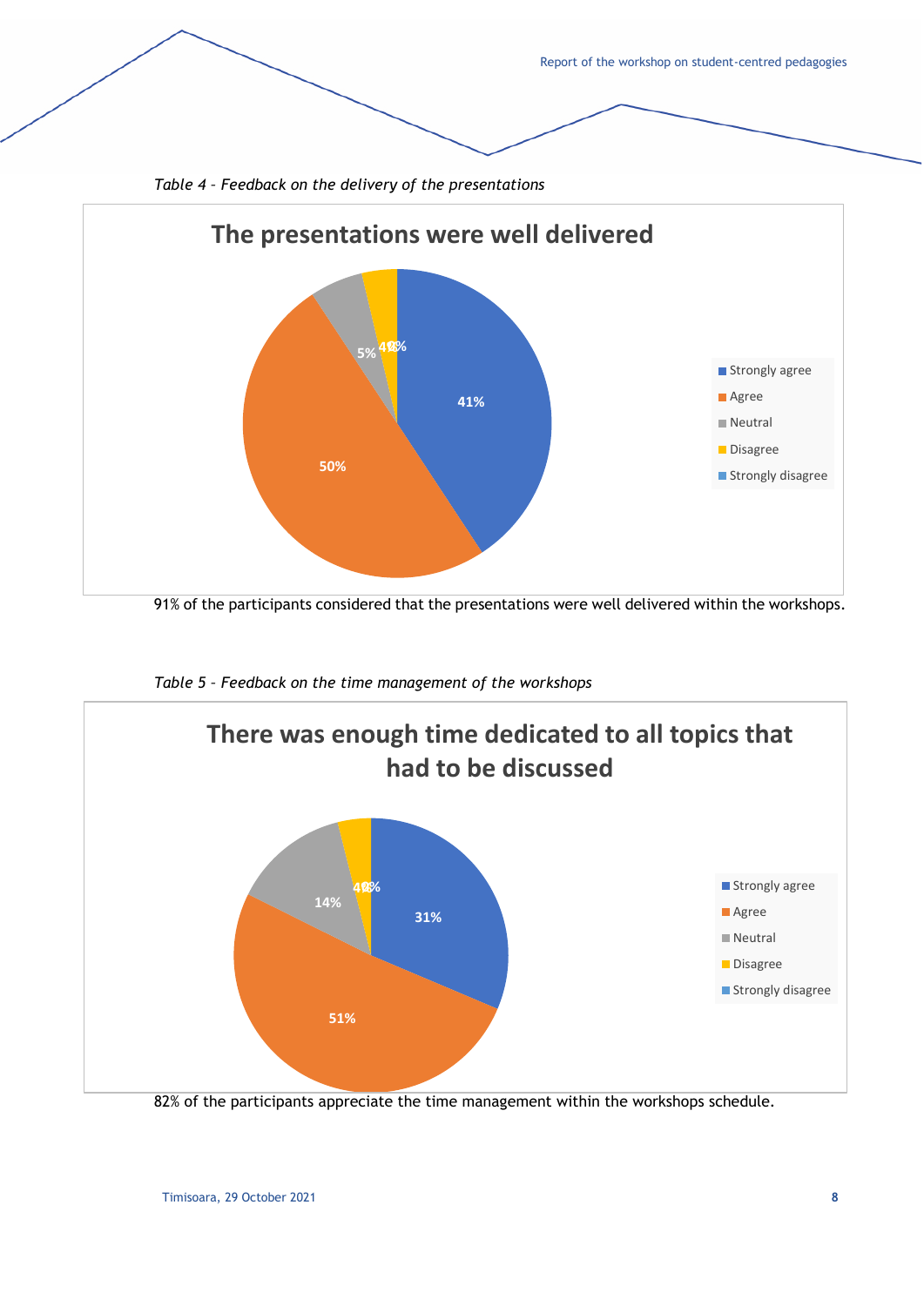*Table 4 – Feedback on the delivery of the presentations*

**The presentations were well delivered**

| Response | Percentage |
|---|---|
| Strongly agree | 41% |
| Agree | 50% |
| Neutral | 5% |
| Disagree | 4% |
| Strongly disagree | 0% |

91% of the participants considered that the presentations were well delivered within the workshops.

*Table 5 – Feedback on the time management of the workshops*

**There was enough time dedicated to all topics that had to be discussed**

| Response | Percentage |
|---|---|
| Strongly agree | 31% |
| Agree | 51% |
| Neutral | 14% |
| Disagree | 4% |
| Strongly disagree | 0% |

82% of the participants appreciate the time management within the workshops schedule.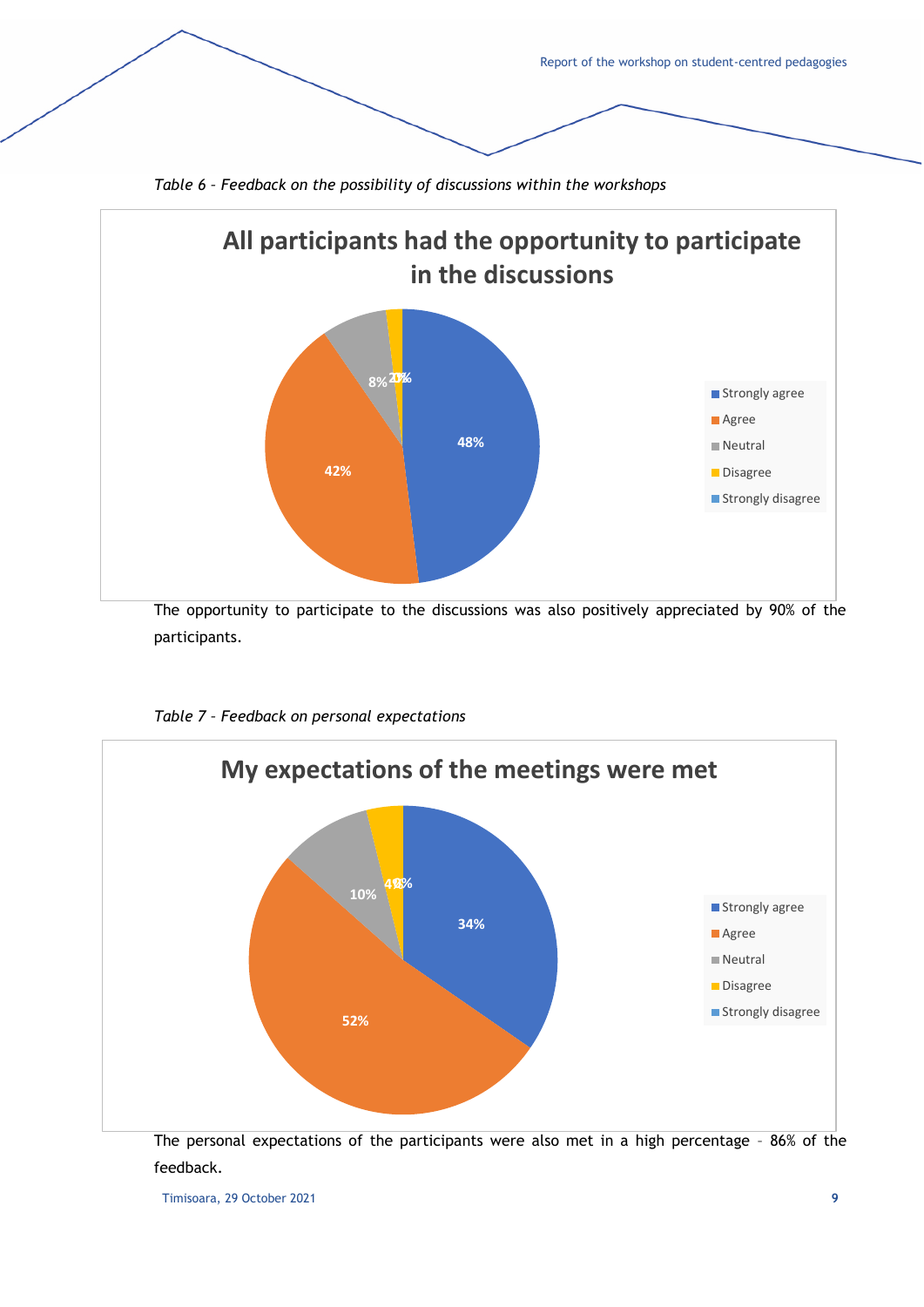*Table 6 – Feedback on the possibility of discussions within the workshops*

**All participants had the opportunity to participate in the discussions**

| Response | Percentage |
|---|---|
| Strongly agree | 48% |
| Agree | 42% |
| Neutral | 8% |
| Disagree | 2% |
| Strongly disagree | 0% |

The opportunity to participate to the discussions was also positively appreciated by 90% of the participants.

*Table 7 – Feedback on personal expectations*

**My expectations of the meetings were met**

| Response | Percentage |
|---|---|
| Strongly agree | 34% |
| Agree | 52% |
| Neutral | 10% |
| Disagree | 4% |
| Strongly disagree | 0% |

The personal expectations of the participants were also met in a high percentage – 86% of the feedback.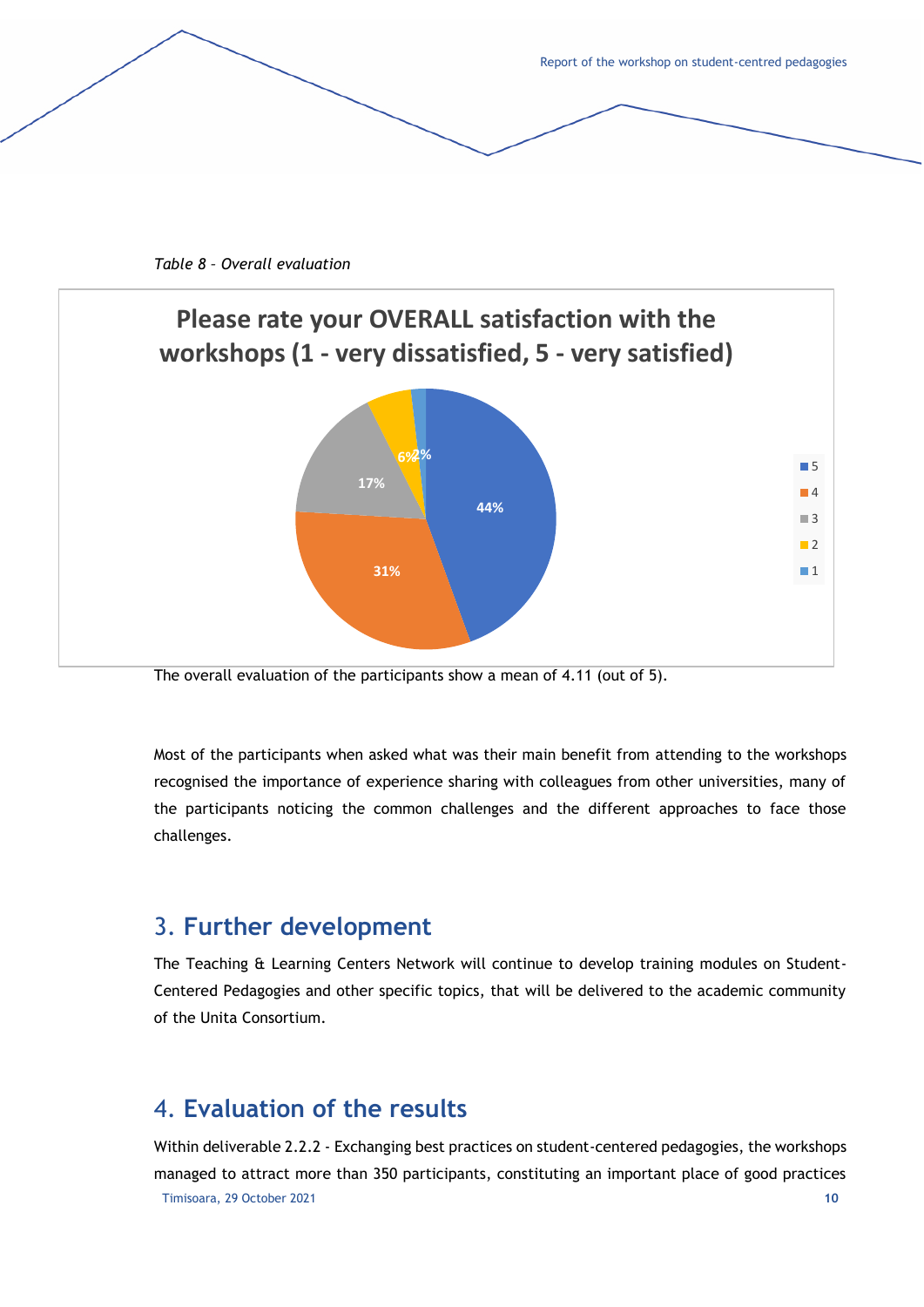*Table 8 – Overall evaluation*

**Please rate your OVERALL satisfaction with the workshops (1 - very dissatisfied, 5 - very satisfied)**

| Rating | Percentage |
|---|---|
| 5 | 44% |
| 4 | 31% |
| 3 | 17% |
| 2 | 6% |
| 1 | 2% |

The overall evaluation of the participants show a mean of 4.11 (out of 5).

Most of the participants when asked what was their main benefit from attending to the workshops recognised the importance of experience sharing with colleagues from other universities, many of the participants noticing the common challenges and the different approaches to face those challenges.

## 3. Further development

The Teaching & Learning Centers Network will continue to develop training modules on Student-Centered Pedagogies and other specific topics, that will be delivered to the academic community of the Unita Consortium.

## 4. Evaluation of the results

Within deliverable 2.2.2 - Exchanging best practices on student-centered pedagogies, the workshops managed to attract more than 350 participants, constituting an important place of good practices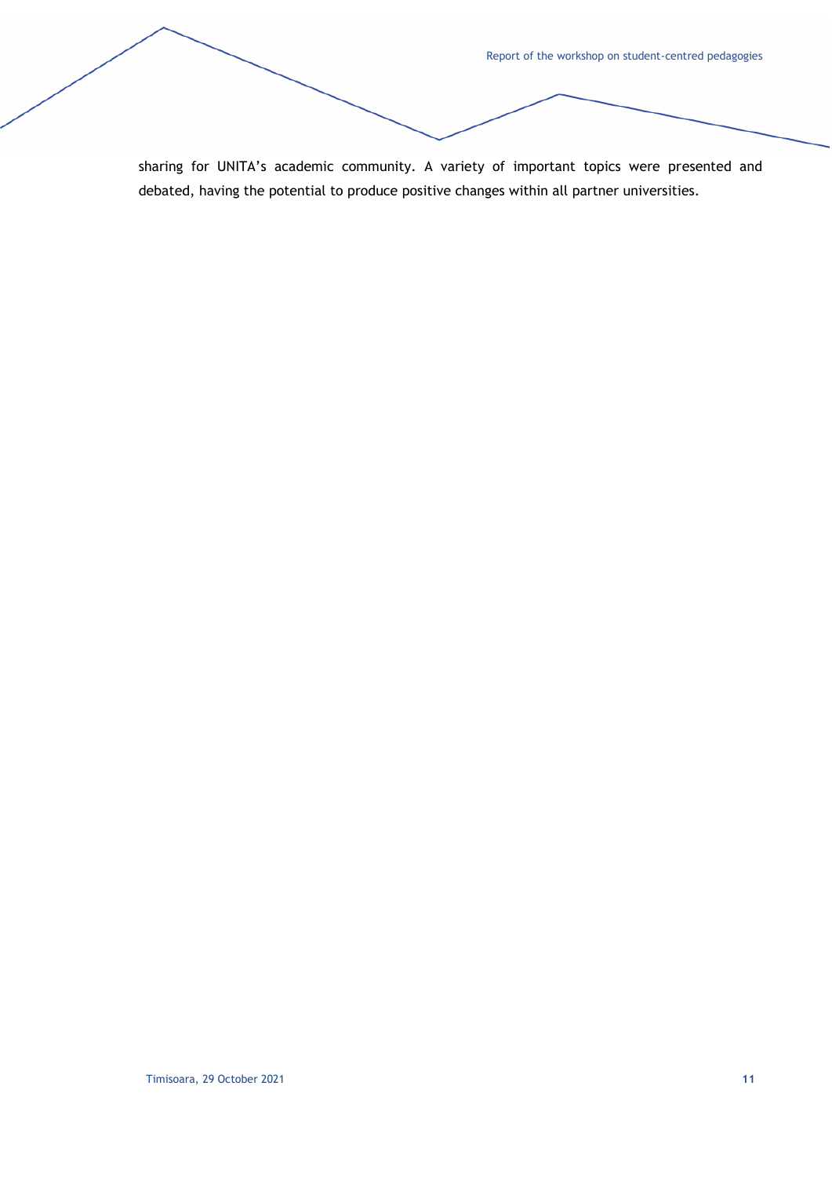sharing for UNITA’s academic community. A variety of important topics were presented and debated, having the potential to produce positive changes within all partner universities.